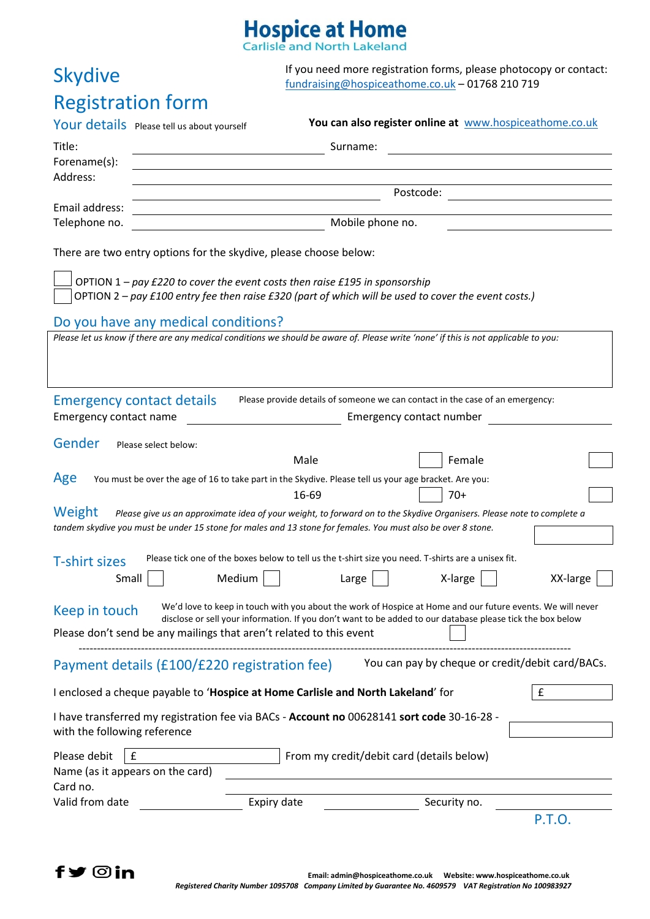# Hospice at Home

Carlisle and North Lakeland

## Skydive Registration form

If you need more registration forms, please photocopy or contact: fundraising@hospiceathome.co.uk – 01768 210 719

**You can also register online at** www.hospiceathome.co.uk

### Your details

Please tell us about yourself

Title: ____________________ Surname: ____________________

Forename(s): ____________________

Address: ____________________

____________________ Postcode: ____________________

Email address: ____________________

Telephone no. ____________________ Mobile phone no. ____________________

There are two entry options for the skydive, please choose below:

☐ OPTION 1 – *pay £220 to cover the event costs then raise £195 in sponsorship*

☐ OPTION 2 – *pay £100 entry fee then raise £320 (part of which will be used to cover the event costs.)*

### Do you have any medical conditions?

*Please let us know if there are any medical conditions we should be aware of. Please write 'none' if this is not applicable to you:*

### Emergency contact details

Please provide details of someone we can contact in the case of an emergency:

Emergency contact name ____________________ Emergency contact number ____________________

### Gender

Please select below:

Male ☐ Female ☐

### Age

You must be over the age of 16 to take part in the Skydive. Please tell us your age bracket. Are you:

16-69 ☐ 70+ ☐

### Weight

*Please give us an approximate idea of your weight, to forward on to the Skydive Organisers. Please note to complete a tandem skydive you must be under 15 stone for males and 13 stone for females. You must also be over 8 stone.*

☐

### T-shirt sizes

Please tick one of the boxes below to tell us the t-shirt size you need. T-shirts are a unisex fit.

Small ☐ Medium ☐ Large ☐ X-large ☐ XX-large ☐

### Keep in touch

We'd love to keep in touch with you about the work of Hospice at Home and our future events. We will never disclose or sell your information. If you don't want to be added to our database please tick the box below

Please don't send be any mailings that aren't related to this event ☐

---

### Payment details (£100/£220 registration fee)

You can pay by cheque or credit/debit card/BACs.

I enclosed a cheque payable to '**Hospice at Home Carlisle and North Lakeland**' for £ ________

I have transferred my registration fee via BACs - **Account no** 00628141 **sort code** 30-16-28 - with the following reference ________

Please debit £ ________ From my credit/debit card (details below)

Name (as it appears on the card) ____________________

Card no. ____________________

Valid from date ________ Expiry date ________ Security no. ________

P.T.O.

**Email: admin@hospiceathome.co.uk Website: www.hospiceathome.co.uk**

***Registered Charity Number 1095708 Company Limited by Guarantee No. 4609579 VAT Registration No 100983927***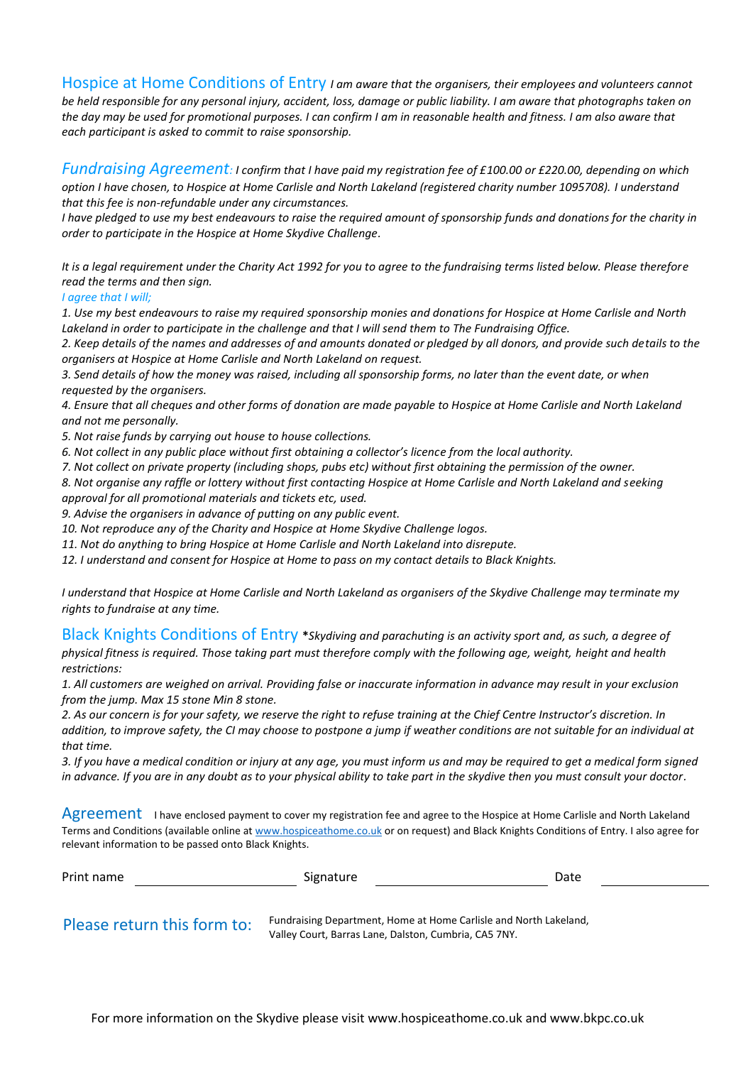## Hospice at Home Conditions of Entry

*I am aware that the organisers, their employees and volunteers cannot be held responsible for any personal injury, accident, loss, damage or public liability. I am aware that photographs taken on the day may be used for promotional purposes. I can confirm I am in reasonable health and fitness. I am also aware that each participant is asked to commit to raise sponsorship.*

## *Fundraising Agreement:*

*I confirm that I have paid my registration fee of £100.00 or £220.00, depending on which option I have chosen, to Hospice at Home Carlisle and North Lakeland (registered charity number 1095708). I understand that this fee is non-refundable under any circumstances.*

*I have pledged to use my best endeavours to raise the required amount of sponsorship funds and donations for the charity in order to participate in the Hospice at Home Skydive Challenge.*

*It is a legal requirement under the Charity Act 1992 for you to agree to the fundraising terms listed below. Please therefore read the terms and then sign.*

*I agree that I will;*

1. *Use my best endeavours to raise my required sponsorship monies and donations for Hospice at Home Carlisle and North Lakeland in order to participate in the challenge and that I will send them to The Fundraising Office.*
2. *Keep details of the names and addresses of and amounts donated or pledged by all donors, and provide such details to the organisers at Hospice at Home Carlisle and North Lakeland on request.*
3. *Send details of how the money was raised, including all sponsorship forms, no later than the event date, or when requested by the organisers.*
4. *Ensure that all cheques and other forms of donation are made payable to Hospice at Home Carlisle and North Lakeland and not me personally.*
5. *Not raise funds by carrying out house to house collections.*
6. *Not collect in any public place without first obtaining a collector's licence from the local authority.*
7. *Not collect on private property (including shops, pubs etc) without first obtaining the permission of the owner.*
8. *Not organise any raffle or lottery without first contacting Hospice at Home Carlisle and North Lakeland and seeking approval for all promotional materials and tickets etc, used.*
9. *Advise the organisers in advance of putting on any public event.*
10. *Not reproduce any of the Charity and Hospice at Home Skydive Challenge logos.*
11. *Not do anything to bring Hospice at Home Carlisle and North Lakeland into disrepute.*
12. *I understand and consent for Hospice at Home to pass on my contact details to Black Knights.*

*I understand that Hospice at Home Carlisle and North Lakeland as organisers of the Skydive Challenge may terminate my rights to fundraise at any time.*

## Black Knights Conditions of Entry

***Skydiving and parachuting is an activity sport and, as such, a degree of physical fitness is required. Those taking part must therefore comply with the following age, weight, height and health restrictions:*

1. *All customers are weighed on arrival. Providing false or inaccurate information in advance may result in your exclusion from the jump. Max 15 stone Min 8 stone.*
2. *As our concern is for your safety, we reserve the right to refuse training at the Chief Centre Instructor's discretion. In addition, to improve safety, the CI may choose to postpone a jump if weather conditions are not suitable for an individual at that time.*
3. *If you have a medical condition or injury at any age, you must inform us and may be required to get a medical form signed in advance. If you are in any doubt as to your physical ability to take part in the skydive then you must consult your doctor.*

## Agreement

I have enclosed payment to cover my registration fee and agree to the Hospice at Home Carlisle and North Lakeland Terms and Conditions (available online at www.hospiceathome.co.uk or on request) and Black Knights Conditions of Entry. I also agree for relevant information to be passed onto Black Knights.

Print name ____________________ Signature ____________________ Date ____________

**Please return this form to:** Fundraising Department, Home at Home Carlisle and North Lakeland, Valley Court, Barras Lane, Dalston, Cumbria, CA5 7NY.

For more information on the Skydive please visit www.hospiceathome.co.uk and www.bkpc.co.uk